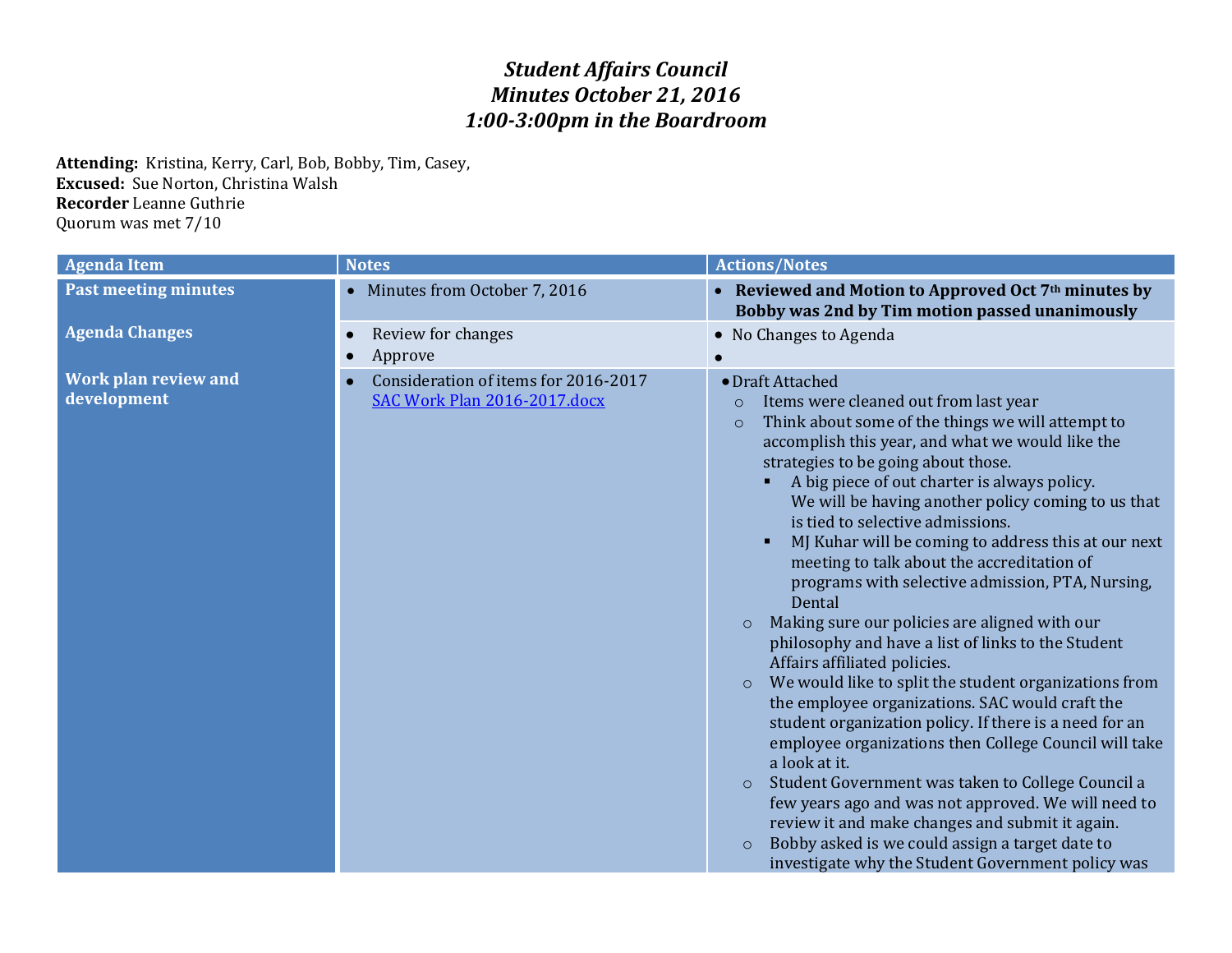# *Student Affairs Council*
# *Minutes October 21, 2016*
# *1:00-3:00pm in the Boardroom*

**Attending:** Kristina, Kerry, Carl, Bob, Bobby, Tim, Casey,
**Excused:** Sue Norton, Christina Walsh
**Recorder** Leanne Guthrie
Quorum was met 7/10

| Agenda Item | Notes | Actions/Notes |
|---|---|---|
| **Past meeting minutes** | • Minutes from October 7, 2016 | • **Reviewed and Motion to Approved Oct 7th minutes by Bobby was 2nd by Tim motion passed unanimously** |
| **Agenda Changes** | • Review for changes<br>• Approve | • No Changes to Agenda<br>• |
| **Work plan review and development** | • Consideration of items for 2016-2017 [SAC Work Plan 2016-2017.docx] | • Draft Attached<br>○ Items were cleaned out from last year<br>○ Think about some of the things we will attempt to accomplish this year, and what we would like the strategies to be going about those.<br>▪ A big piece of out charter is always policy. We will be having another policy coming to us that is tied to selective admissions.<br>▪ MJ Kuhar will be coming to address this at our next meeting to talk about the accreditation of programs with selective admission, PTA, Nursing, Dental<br>○ Making sure our policies are aligned with our philosophy and have a list of links to the Student Affairs affiliated policies.<br>○ We would like to split the student organizations from the employee organizations. SAC would craft the student organization policy. If there is a need for an employee organizations then College Council will take a look at it.<br>○ Student Government was taken to College Council a few years ago and was not approved. We will need to review it and make changes and submit it again.<br>○ Bobby asked is we could assign a target date to investigate why the Student Government policy was |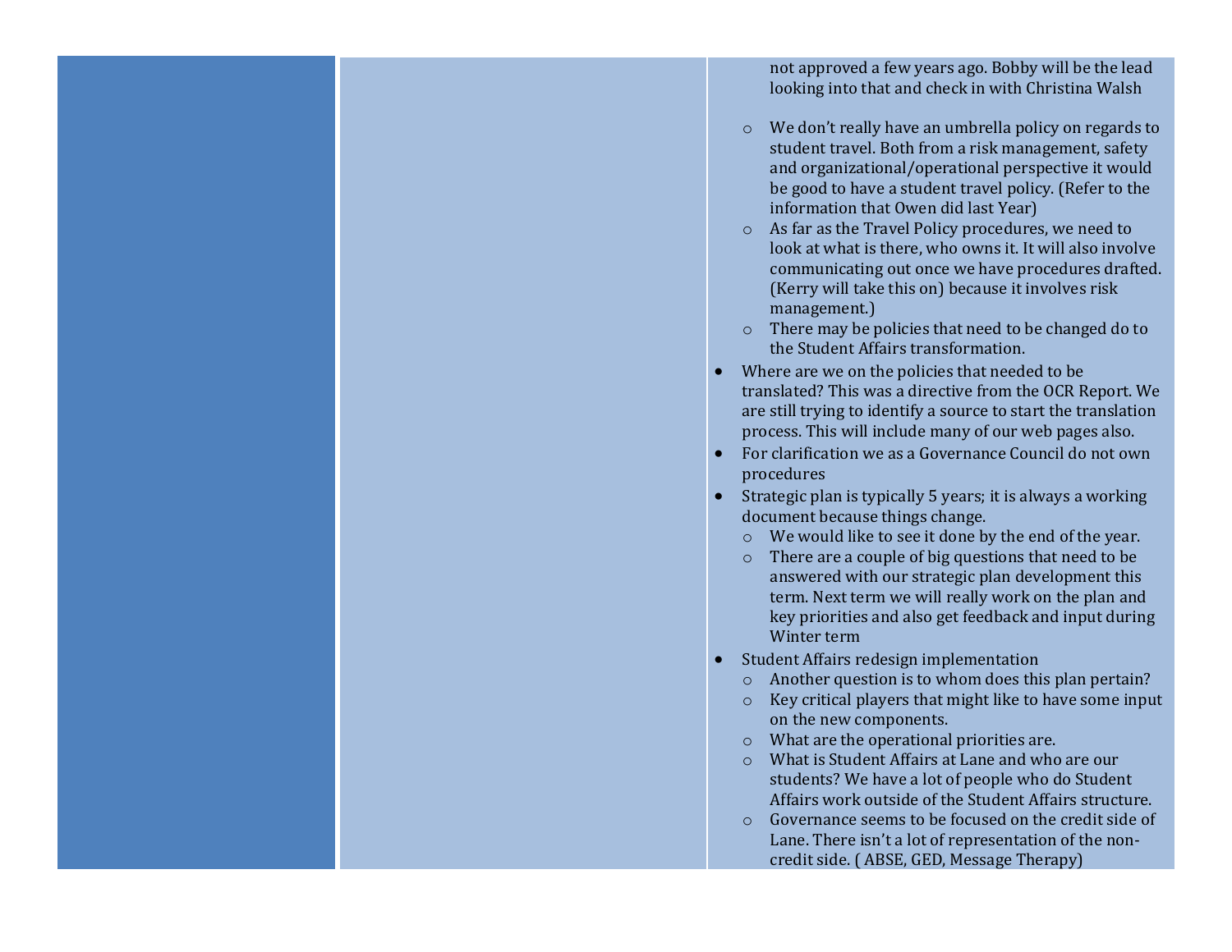| | | not approved a few years ago. Bobby will be the lead looking into that and check in with Christina Walsh<br><br>- We don't really have an umbrella policy on regards to student travel. Both from a risk management, safety and organizational/operational perspective it would be good to have a student travel policy. (Refer to the information that Owen did last Year)<br>- As far as the Travel Policy procedures, we need to look at what is there, who owns it. It will also involve communicating out once we have procedures drafted. (Kerry will take this on) because it involves risk management.)<br>- There may be policies that need to be changed do to the Student Affairs transformation.<br><br>• Where are we on the policies that needed to be translated? This was a directive from the OCR Report. We are still trying to identify a source to start the translation process. This will include many of our web pages also.<br>• For clarification we as a Governance Council do not own procedures<br>• Strategic plan is typically 5 years; it is always a working document because things change.<br>- We would like to see it done by the end of the year.<br>- There are a couple of big questions that need to be answered with our strategic plan development this term. Next term we will really work on the plan and key priorities and also get feedback and input during Winter term<br><br>• Student Affairs redesign implementation<br>- Another question is to whom does this plan pertain?<br>- Key critical players that might like to have some input on the new components.<br>- What are the operational priorities are.<br>- What is Student Affairs at Lane and who are our students? We have a lot of people who do Student Affairs work outside of the Student Affairs structure.<br>- Governance seems to be focused on the credit side of Lane. There isn't a lot of representation of the non-credit side. ( ABSE, GED, Message Therapy) |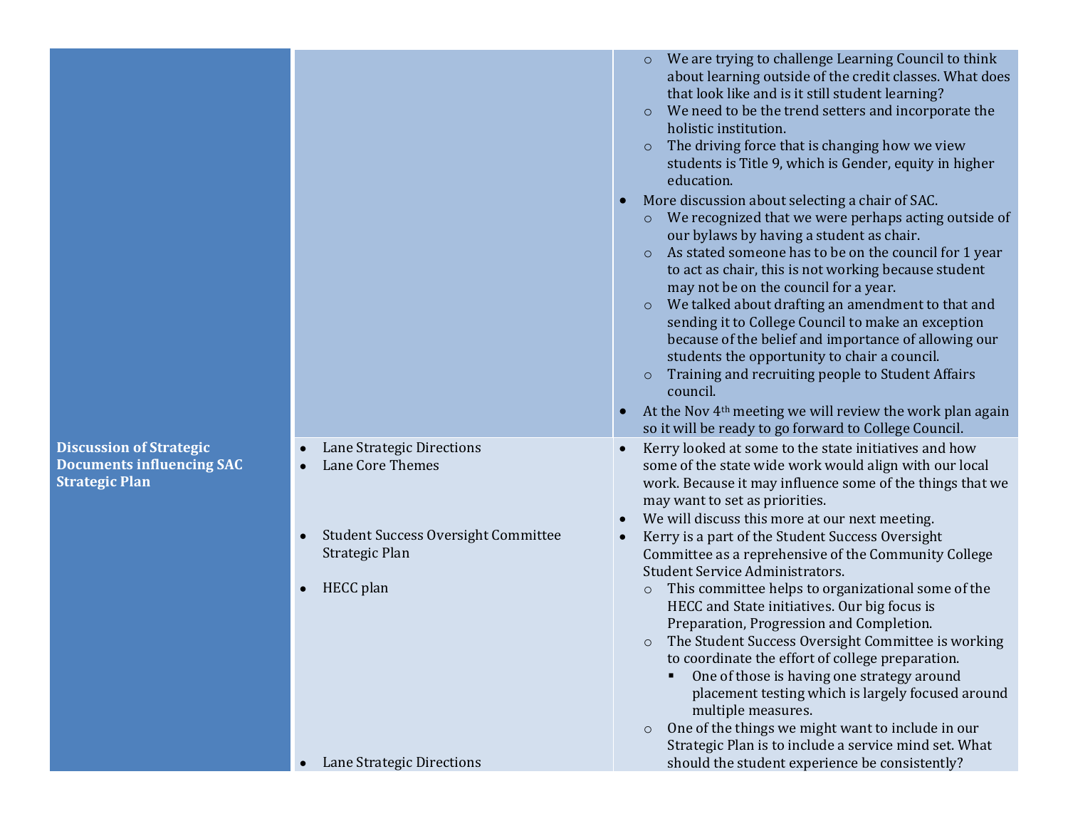| | | |
|---|---|---|
| | | ○ We are trying to challenge Learning Council to think about learning outside of the credit classes. What does that look like and is it still student learning?<br>○ We need to be the trend setters and incorporate the holistic institution.<br>○ The driving force that is changing how we view students is Title 9, which is Gender, equity in higher education.<br>• More discussion about selecting a chair of SAC.<br>○ We recognized that we were perhaps acting outside of our bylaws by having a student as chair.<br>○ As stated someone has to be on the council for 1 year to act as chair, this is not working because student may not be on the council for a year.<br>○ We talked about drafting an amendment to that and sending it to College Council to make an exception because of the belief and importance of allowing our students the opportunity to chair a council.<br>○ Training and recruiting people to Student Affairs council.<br>• At the Nov 4th meeting we will review the work plan again so it will be ready to go forward to College Council. |
| **Discussion of Strategic Documents influencing SAC Strategic Plan** | • Lane Strategic Directions<br>• Lane Core Themes<br><br><br>• Student Success Oversight Committee Strategic Plan<br><br>• HECC plan<br><br><br><br><br><br><br><br><br>• Lane Strategic Directions | • Kerry looked at some to the state initiatives and how some of the state wide work would align with our local work. Because it may influence some of the things that we may want to set as priorities.<br>• We will discuss this more at our next meeting.<br>• Kerry is a part of the Student Success Oversight Committee as a reprehensive of the Community College Student Service Administrators.<br>○ This committee helps to organizational some of the HECC and State initiatives. Our big focus is Preparation, Progression and Completion.<br>○ The Student Success Oversight Committee is working to coordinate the effort of college preparation.<br>▪ One of those is having one strategy around placement testing which is largely focused around multiple measures.<br>○ One of the things we might want to include in our Strategic Plan is to include a service mind set. What should the student experience be consistently? |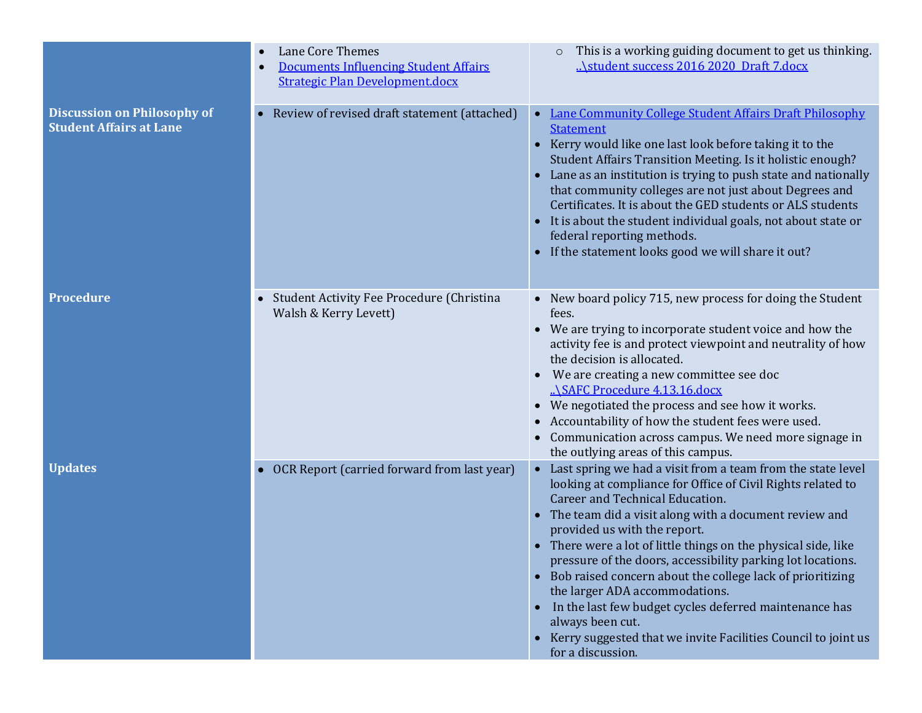| | | |
|---|---|---|
| | • Lane Core Themes<br>• [Documents Influencing Student Affairs Strategic Plan Development.docx] | ○ This is a working guiding document to get us thinking. [..\student success 2016 2020 Draft 7.docx] |
| **Discussion on Philosophy of Student Affairs at Lane** | • Review of revised draft statement (attached) | • [Lane Community College Student Affairs Draft Philosophy Statement]<br>• Kerry would like one last look before taking it to the Student Affairs Transition Meeting. Is it holistic enough?<br>• Lane as an institution is trying to push state and nationally that community colleges are not just about Degrees and Certificates. It is about the GED students or ALS students<br>• It is about the student individual goals, not about state or federal reporting methods.<br>• If the statement looks good we will share it out? |
| **Procedure** | • Student Activity Fee Procedure (Christina Walsh & Kerry Levett) | • New board policy 715, new process for doing the Student fees.<br>• We are trying to incorporate student voice and how the activity fee is and protect viewpoint and neutrality of how the decision is allocated.<br>• We are creating a new committee see doc [..\SAFC Procedure 4.13.16.docx]<br>• We negotiated the process and see how it works.<br>• Accountability of how the student fees were used.<br>• Communication across campus. We need more signage in the outlying areas of this campus. |
| **Updates** | • OCR Report (carried forward from last year) | • Last spring we had a visit from a team from the state level looking at compliance for Office of Civil Rights related to Career and Technical Education.<br>• The team did a visit along with a document review and provided us with the report.<br>• There were a lot of little things on the physical side, like pressure of the doors, accessibility parking lot locations.<br>• Bob raised concern about the college lack of prioritizing the larger ADA accommodations.<br>• In the last few budget cycles deferred maintenance has always been cut.<br>• Kerry suggested that we invite Facilities Council to joint us for a discussion. |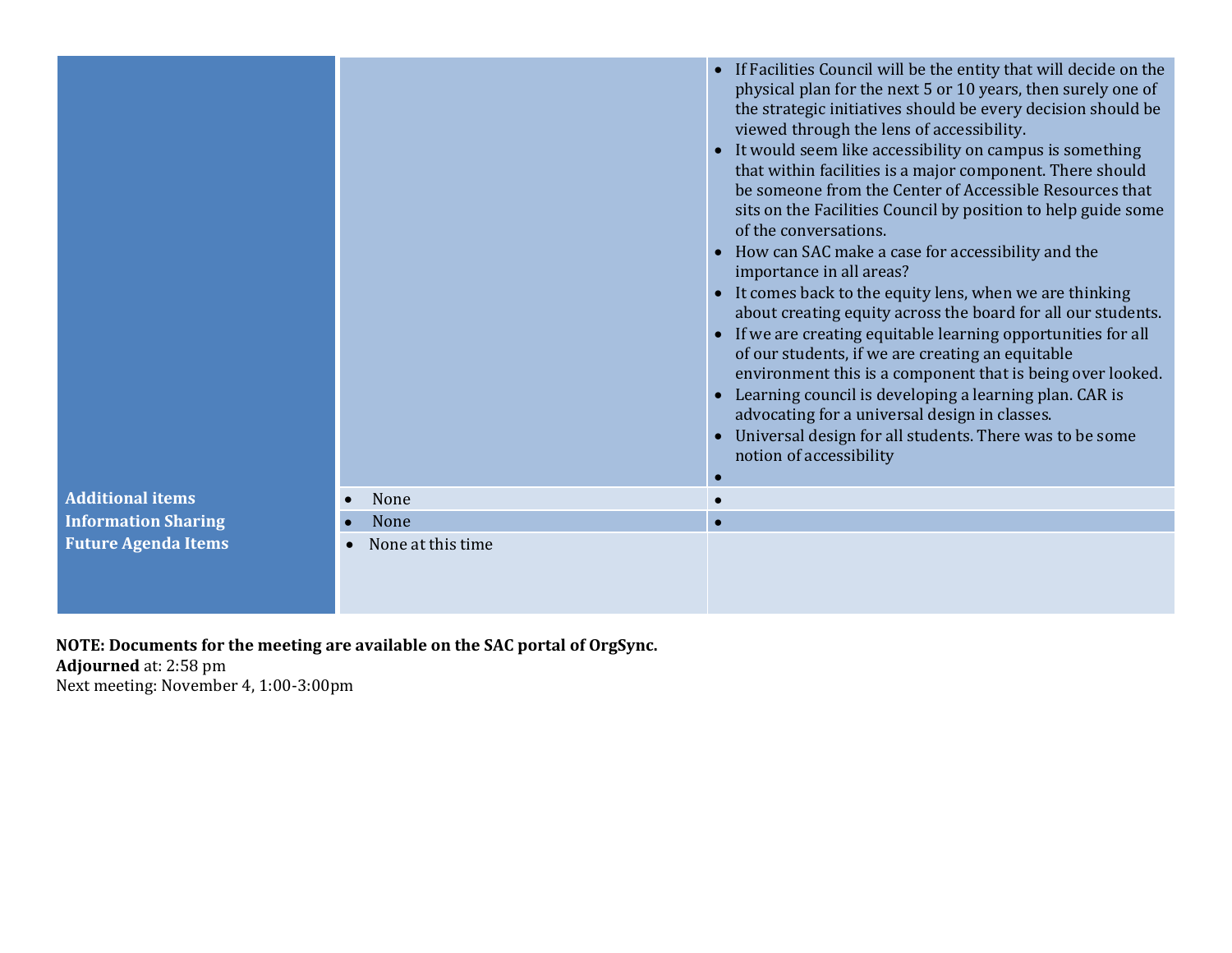| | | |
|---|---|---|
| | | • If Facilities Council will be the entity that will decide on the physical plan for the next 5 or 10 years, then surely one of the strategic initiatives should be every decision should be viewed through the lens of accessibility.<br>• It would seem like accessibility on campus is something that within facilities is a major component. There should be someone from the Center of Accessible Resources that sits on the Facilities Council by position to help guide some of the conversations.<br>• How can SAC make a case for accessibility and the importance in all areas?<br>• It comes back to the equity lens, when we are thinking about creating equity across the board for all our students.<br>• If we are creating equitable learning opportunities for all of our students, if we are creating an equitable environment this is a component that is being over looked.<br>• Learning council is developing a learning plan. CAR is advocating for a universal design in classes.<br>• Universal design for all students. There was to be some notion of accessibility<br>• |
| **Additional items** | • None | • |
| **Information Sharing** | • None | • |
| **Future Agenda Items** | • None at this time | |

**NOTE: Documents for the meeting are available on the SAC portal of OrgSync.**
**Adjourned** at: 2:58 pm
Next meeting: November 4, 1:00-3:00pm